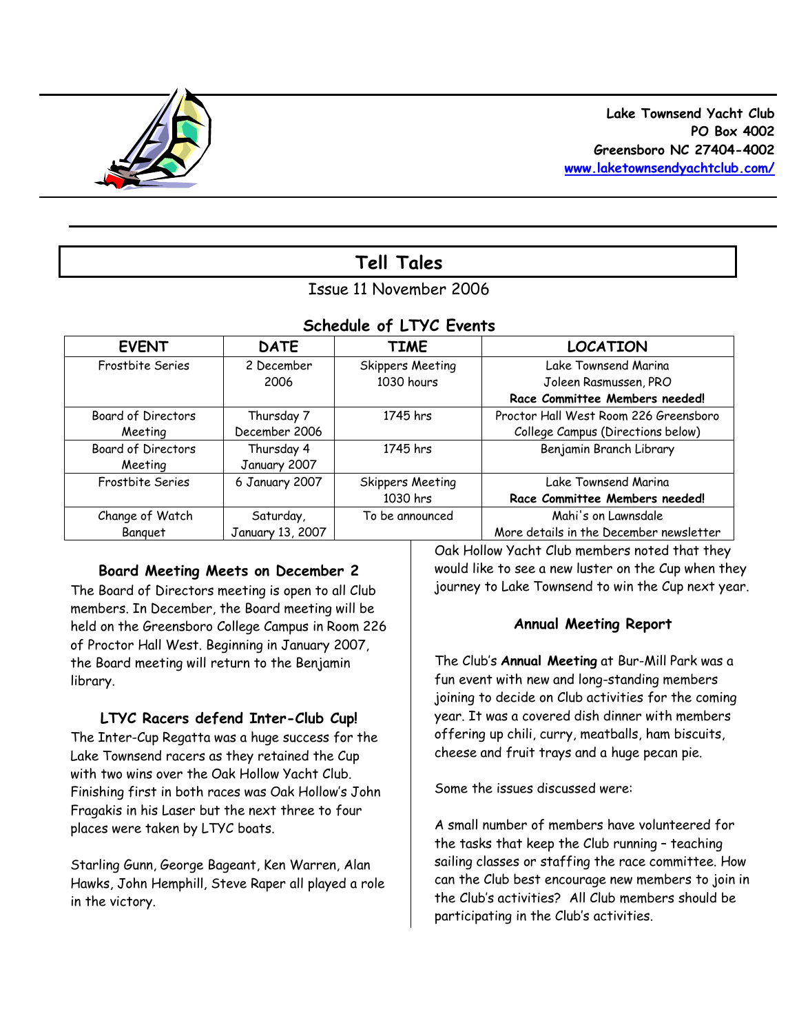**Lake Townsend Yacht Club**
**PO Box 4002**
**Greensboro NC 27404-4002**
**www.laketownsendyachtclub.com/**

# Tell Tales

Issue 11 November 2006

## Schedule of LTYC Events

| EVENT | DATE | TIME | LOCATION |
|---|---|---|---|
| Frostbite Series | 2 December 2006 | Skippers Meeting 1030 hours | Lake Townsend Marina Joleen Rasmussen, PRO **Race Committee Members needed!** |
| Board of Directors Meeting | Thursday 7 December 2006 | 1745 hrs | Proctor Hall West Room 226 Greensboro College Campus (Directions below) |
| Board of Directors Meeting | Thursday 4 January 2007 | 1745 hrs | Benjamin Branch Library |
| Frostbite Series | 6 January 2007 | Skippers Meeting 1030 hrs | Lake Townsend Marina **Race Committee Members needed!** |
| Change of Watch Banquet | Saturday, January 13, 2007 | To be announced | Mahi's on Lawnsdale More details in the December newsletter |

### Board Meeting Meets on December 2

The Board of Directors meeting is open to all Club members. In December, the Board meeting will be held on the Greensboro College Campus in Room 226 of Proctor Hall West. Beginning in January 2007, the Board meeting will return to the Benjamin library.

### LTYC Racers defend Inter-Club Cup!

The Inter-Cup Regatta was a huge success for the Lake Townsend racers as they retained the Cup with two wins over the Oak Hollow Yacht Club. Finishing first in both races was Oak Hollow's John Fragakis in his Laser but the next three to four places were taken by LTYC boats.

Starling Gunn, George Bageant, Ken Warren, Alan Hawks, John Hemphill, Steve Raper all played a role in the victory.

Oak Hollow Yacht Club members noted that they would like to see a new luster on the Cup when they journey to Lake Townsend to win the Cup next year.

### Annual Meeting Report

The Club's **Annual Meeting** at Bur-Mill Park was a fun event with new and long-standing members joining to decide on Club activities for the coming year. It was a covered dish dinner with members offering up chili, curry, meatballs, ham biscuits, cheese and fruit trays and a huge pecan pie.

Some the issues discussed were:

A small number of members have volunteered for the tasks that keep the Club running – teaching sailing classes or staffing the race committee. How can the Club best encourage new members to join in the Club's activities? All Club members should be participating in the Club's activities.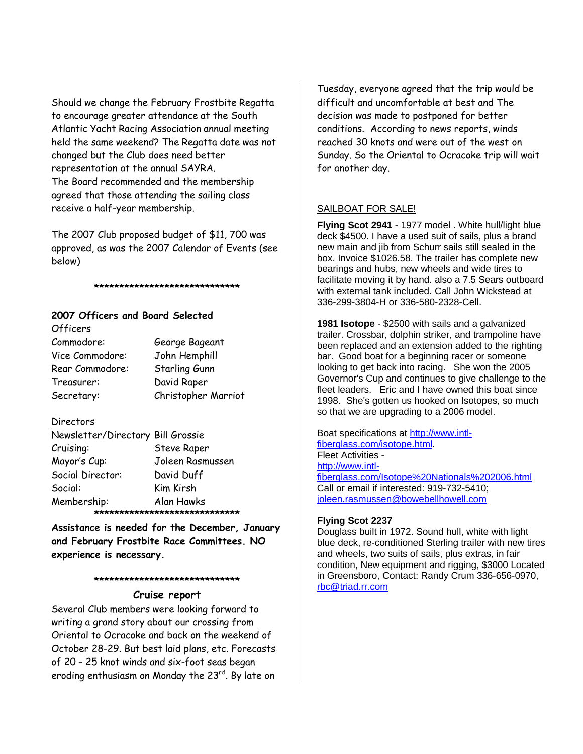Should we change the February Frostbite Regatta to encourage greater attendance at the South Atlantic Yacht Racing Association annual meeting held the same weekend? The Regatta date was not changed but the Club does need better representation at the annual SAYRA.

The Board recommended and the membership agreed that those attending the sailing class receive a half-year membership.

The 2007 Club proposed budget of $11, 700 was approved, as was the 2007 Calendar of Events (see below)

******************************

## 2007 Officers and Board Selected

### Officers

| | |
|---|---|
| Commodore: | George Bageant |
| Vice Commodore: | John Hemphill |
| Rear Commodore: | Starling Gunn |
| Treasurer: | David Raper |
| Secretary: | Christopher Marriot |

### Directors

| | |
|---|---|
| Newsletter/Directory | Bill Grossie |
| Cruising: | Steve Raper |
| Mayor's Cup: | Joleen Rasmussen |
| Social Director: | David Duff |
| Social: | Kim Kirsh |
| Membership: | Alan Hawks |

******************************

**Assistance is needed for the December, January and February Frostbite Race Committees. NO experience is necessary.**

******************************

## Cruise report

Several Club members were looking forward to writing a grand story about our crossing from Oriental to Ocracoke and back on the weekend of October 28-29. But best laid plans, etc. Forecasts of 20 – 25 knot winds and six-foot seas began eroding enthusiasm on Monday the 23rd. By late on Tuesday, everyone agreed that the trip would be difficult and uncomfortable at best and The decision was made to postponed for better conditions. According to news reports, winds reached 30 knots and were out of the west on Sunday. So the Oriental to Ocracoke trip will wait for another day.

## SAILBOAT FOR SALE!

**Flying Scot 2941** - 1977 model . White hull/light blue deck $4500. I have a used suit of sails, plus a brand new main and jib from Schurr sails still sealed in the box. Invoice $1026.58. The trailer has complete new bearings and hubs, new wheels and wide tires to facilitate moving it by hand. also a 7.5 Sears outboard with external tank included. Call John Wickstead at 336-299-3804-H or 336-580-2328-Cell.

**1981 Isotope** - $2500 with sails and a galvanized trailer. Crossbar, dolphin striker, and trampoline have been replaced and an extension added to the righting bar. Good boat for a beginning racer or someone looking to get back into racing. She won the 2005 Governor's Cup and continues to give challenge to the fleet leaders. Eric and I have owned this boat since 1998. She's gotten us hooked on Isotopes, so much so that we are upgrading to a 2006 model.

Boat specifications at http://www.intl-fiberglass.com/isotope.html.
Fleet Activities -
http://www.intl-fiberglass.com/Isotope%20Nationals%202006.html
Call or email if interested: 919-732-5410; joleen.rasmussen@bowebellhowell.com

**Flying Scot 2237**
Douglass built in 1972. Sound hull, white with light blue deck, re-conditioned Sterling trailer with new tires and wheels, two suits of sails, plus extras, in fair condition, New equipment and rigging, $3000 Located in Greensboro, Contact: Randy Crum 336-656-0970, rbc@triad.rr.com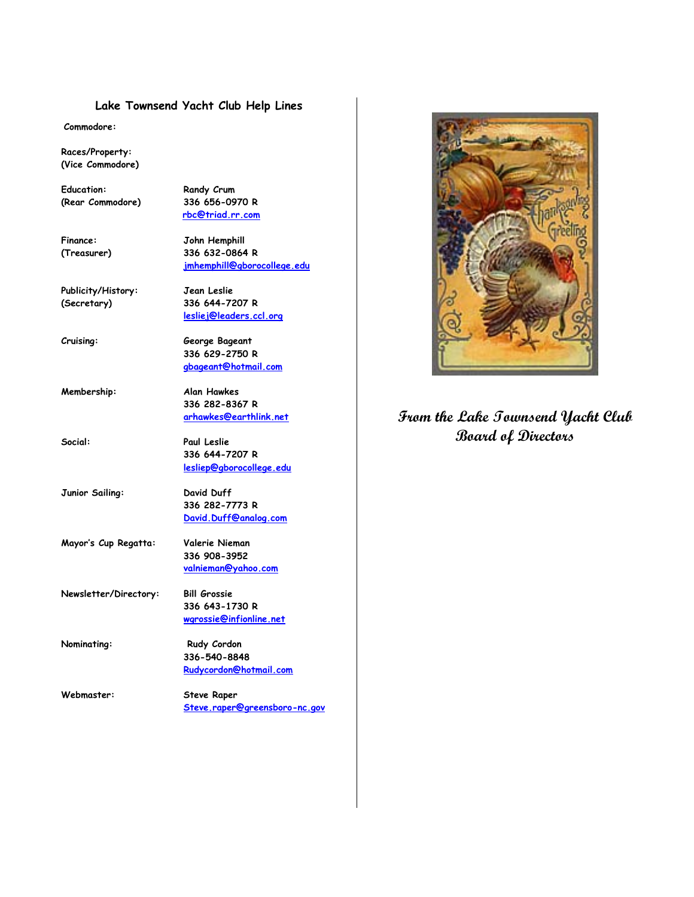## Lake Townsend Yacht Club Help Lines

| Position | Contact |
|---|---|
| Commodore: | |
| Races/Property: (Vice Commodore) | |
| Education: (Rear Commodore) | Randy Crum<br>336 656-0970 R<br>rbc@triad.rr.com |
| Finance: (Treasurer) | John Hemphill<br>336 632-0864 R<br>jmhemphill@gborocollege.edu |
| Publicity/History: (Secretary) | Jean Leslie<br>336 644-7207 R<br>lesliej@leaders.ccl.org |
| Cruising: | George Bageant<br>336 629-2750 R<br>gbageant@hotmail.com |
| Membership: | Alan Hawkes<br>336 282-8367 R<br>arhawkes@earthlink.net |
| Social: | Paul Leslie<br>336 644-7207 R<br>lesliep@gborocollege.edu |
| Junior Sailing: | David Duff<br>336 282-7773 R<br>David.Duff@analog.com |
| Mayor's Cup Regatta: | Valerie Nieman<br>336 908-3952<br>valnieman@yahoo.com |
| Newsletter/Directory: | Bill Grossie<br>336 643-1730 R<br>wgrossie@infionline.net |
| Nominating: | Rudy Cordon<br>336-540-8848<br>Rudycordon@hotmail.com |
| Webmaster: | Steve Raper<br>Steve.raper@greensboro-nc.gov |

***From the Lake Townsend Yacht Club Board of Directors***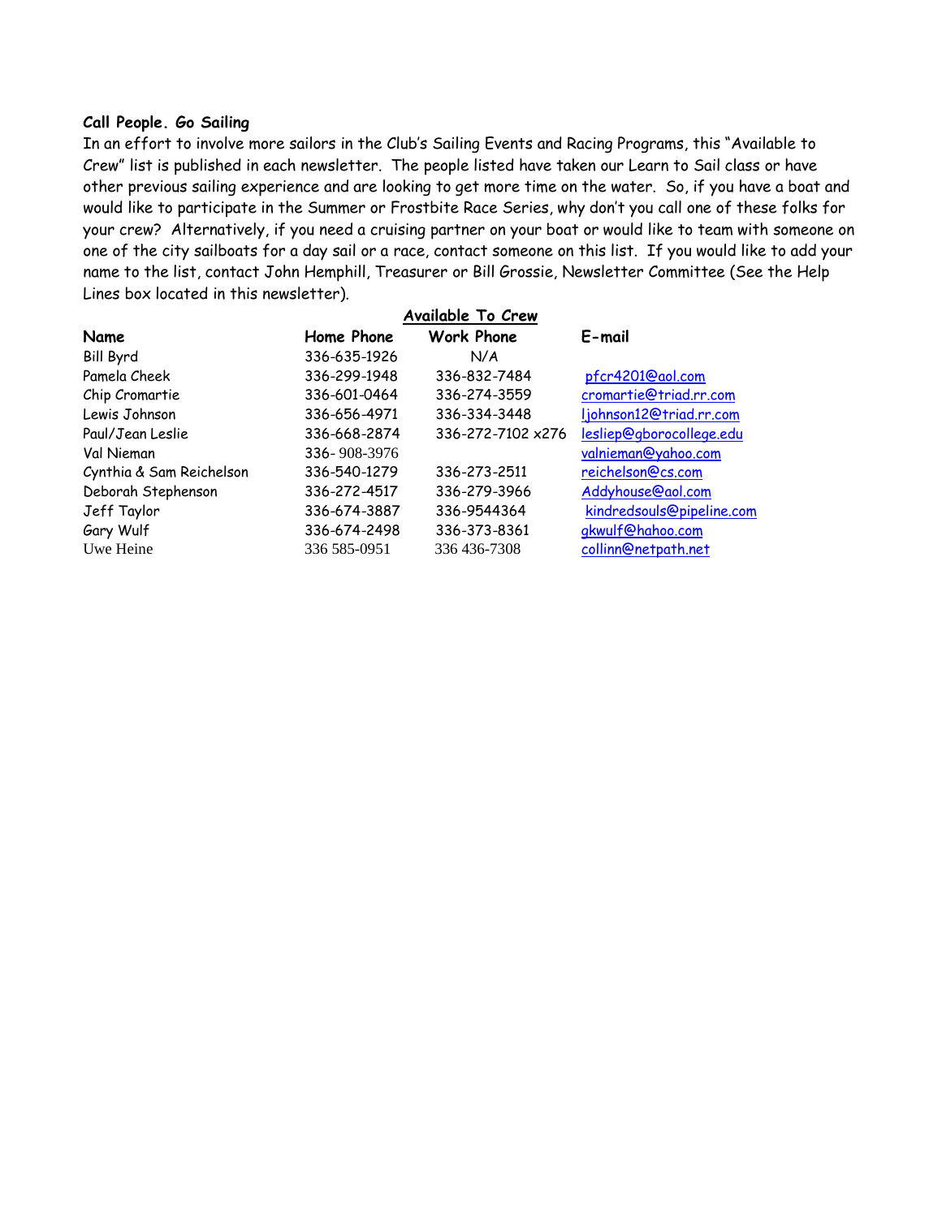**Call People. Go Sailing**

In an effort to involve more sailors in the Club's Sailing Events and Racing Programs, this "Available to Crew" list is published in each newsletter. The people listed have taken our Learn to Sail class or have other previous sailing experience and are looking to get more time on the water. So, if you have a boat and would like to participate in the Summer or Frostbite Race Series, why don't you call one of these folks for your crew? Alternatively, if you need a cruising partner on your boat or would like to team with someone on one of the city sailboats for a day sail or a race, contact someone on this list. If you would like to add your name to the list, contact John Hemphill, Treasurer or Bill Grossie, Newsletter Committee (See the Help Lines box located in this newsletter).

**Available To Crew**

| Name | Home Phone | Work Phone | E-mail |
|---|---|---|---|
| Bill Byrd | 336-635-1926 | N/A | |
| Pamela Cheek | 336-299-1948 | 336-832-7484 | pfcr4201@aol.com |
| Chip Cromartie | 336-601-0464 | 336-274-3559 | cromartie@triad.rr.com |
| Lewis Johnson | 336-656-4971 | 336-334-3448 | ljohnson12@triad.rr.com |
| Paul/Jean Leslie | 336-668-2874 | 336-272-7102 x276 | lesliep@gborocollege.edu |
| Val Nieman | 336- 908-3976 | | valnieman@yahoo.com |
| Cynthia & Sam Reichelson | 336-540-1279 | 336-273-2511 | reichelson@cs.com |
| Deborah Stephenson | 336-272-4517 | 336-279-3966 | Addyhouse@aol.com |
| Jeff Taylor | 336-674-3887 | 336-9544364 | kindredsouls@pipeline.com |
| Gary Wulf | 336-674-2498 | 336-373-8361 | gkwulf@hahoo.com |
| Uwe Heine | 336 585-0951 | 336 436-7308 | collinn@netpath.net |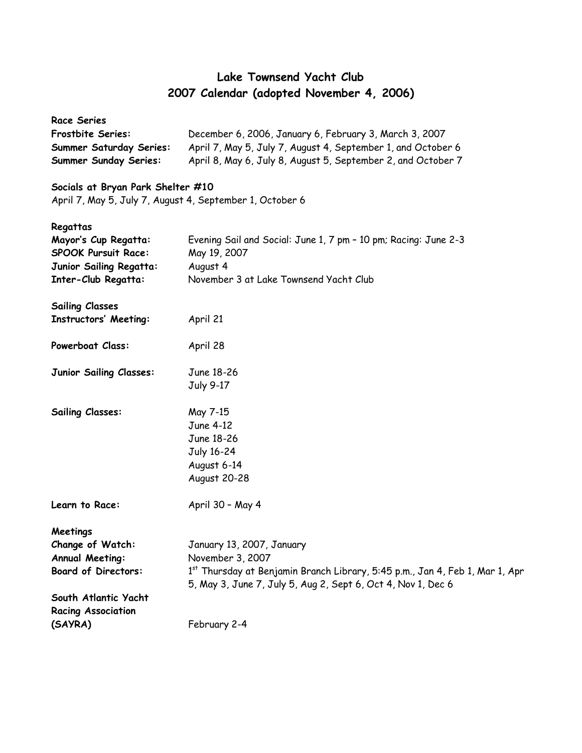# Lake Townsend Yacht Club
# 2007 Calendar (adopted November 4, 2006)

**Race Series**

| | |
|---|---|
| **Frostbite Series:** | December 6, 2006, January 6, February 3, March 3, 2007 |
| **Summer Saturday Series:** | April 7, May 5, July 7, August 4, September 1, and October 6 |
| **Summer Sunday Series:** | April 8, May 6, July 8, August 5, September 2, and October 7 |

**Socials at Bryan Park Shelter #10**

April 7, May 5, July 7, August 4, September 1, October 6

**Regattas**

| | |
|---|---|
| **Mayor's Cup Regatta:** | Evening Sail and Social: June 1, 7 pm – 10 pm; Racing: June 2-3 |
| **SPOOK Pursuit Race:** | May 19, 2007 |
| **Junior Sailing Regatta:** | August 4 |
| **Inter-Club Regatta:** | November 3 at Lake Townsend Yacht Club |

**Sailing Classes**

| | |
|---|---|
| **Instructors' Meeting:** | April 21 |
| **Powerboat Class:** | April 28 |
| **Junior Sailing Classes:** | June 18-26<br>July 9-17 |
| **Sailing Classes:** | May 7-15<br>June 4-12<br>June 18-26<br>July 16-24<br>August 6-14<br>August 20-28 |
| **Learn to Race:** | April 30 – May 4 |

**Meetings**

| | |
|---|---|
| **Change of Watch:** | January 13, 2007, January |
| **Annual Meeting:** | November 3, 2007 |
| **Board of Directors:** | 1st Thursday at Benjamin Branch Library, 5:45 p.m., Jan 4, Feb 1, Mar 1, Apr 5, May 3, June 7, July 5, Aug 2, Sept 6, Oct 4, Nov 1, Dec 6 |
| **South Atlantic Yacht Racing Association (SAYRA)** | February 2-4 |